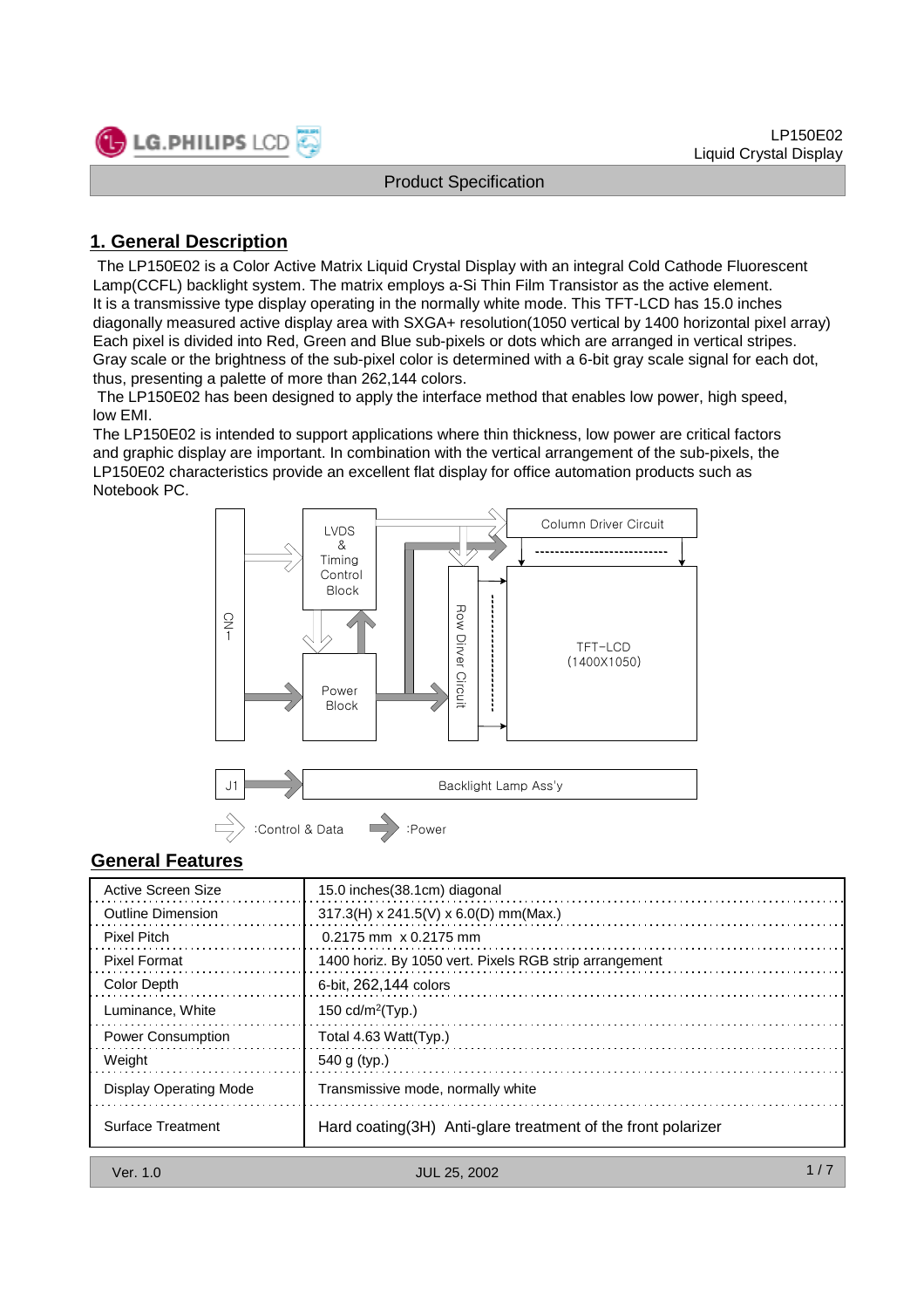# 1. General Description

The LP150E02 is a Color Active Matrix Liquid Crystal Display with an integral Cold Cathode Fluorescent Lamp(CCFL) backlight system. The matrix employs a-Si Thin Film Transistor as the active element. It is a transmissive type display operating in the normally white mode. This TFT-LCD has 15.0 inches diagonally measured active display area with SXGA+ resolution(1050 vertical by 1400 horizontal pixel array) Each pixel is divided into Red, Green and Blue sub-pixels or dots which are arranged in vertical stripes. Gray scale or the brightness of the sub-pixel color is determined with a 6-bit gray scale signal for each dot, thus, presenting a palette of more than 262,144 colors.

The LP150E02 has been designed to apply the interface method that enables low power, high speed, low EMI.

The LP150E02 is intended to support applications where thin thickness, low power are critical factors and graphic display are important. In combination with the vertical arrangement of the sub-pixels, the LP150E02 characteristics provide an excellent flat display for office automation products such as Notebook PC.

CN-1 | LVDS & Timing Control Block | Power Block | Row Driver Circuit | Column Driver Circuit | TFT-LCD (1400X1050) | J1 | Backlight Lamp Ass'y

:Control & Data :Power

## General Features

| | |
|---|---|
| Active Screen Size | 15.0 inches(38.1cm) diagonal |
| Outline Dimension | 317.3(H) x 241.5(V) x 6.0(D) mm(Max.) |
| Pixel Pitch | 0.2175 mm x 0.2175 mm |
| Pixel Format | 1400 horiz. By 1050 vert. Pixels RGB strip arrangement |
| Color Depth | 6-bit, 262,144 colors |
| Luminance, White | 150 cd/m$^2$(Typ.) |
| Power Consumption | Total 4.63 Watt(Typ.) |
| Weight | 540 g (typ.) |
| Display Operating Mode | Transmissive mode, normally white |
| Surface Treatment | Hard coating(3H) Anti-glare treatment of the front polarizer |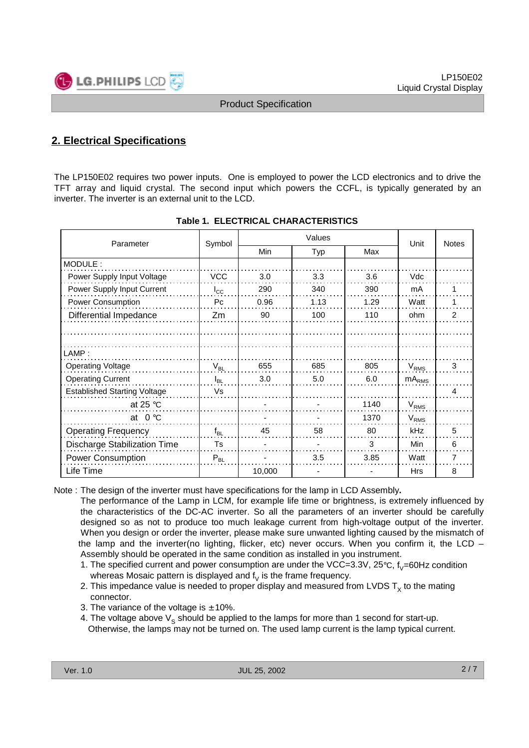## 2. Electrical Specifications

The LP150E02 requires two power inputs. One is employed to power the LCD electronics and to drive the TFT array and liquid crystal. The second input which powers the CCFL, is typically generated by an inverter. The inverter is an external unit to the LCD.

**Table 1. ELECTRICAL CHARACTERISTICS**

| Parameter | Symbol | Values | | | Unit | Notes |
|---|---|---|---|---|---|---|
| | | Min | Typ | Max | | |
| MODULE : | | | | | | |
| Power Supply Input Voltage | VCC | 3.0 | 3.3 | 3.6 | Vdc | |
| Power Supply Input Current | $I_{CC}$ | 290 | 340 | 390 | mA | 1 |
| Power Consumption | Pc | 0.96 | 1.13 | 1.29 | Watt | 1 |
| Differential Impedance | Zm | 90 | 100 | 110 | ohm | 2 |
| | | | | | | |
| | | | | | | |
| LAMP : | | | | | | |
| Operating Voltage | $V_{BL}$ | 655 | 685 | 805 | $V_{RMS}$ | 3 |
| Operating Current | $I_{BL}$ | 3.0 | 5.0 | 6.0 | $mA_{RMS}$ | |
| Established Starting Voltage | Vs | | | | | 4 |
| at 25 ℃ | | - | - | 1140 | $V_{RMS}$ | |
| at 0 ℃ | | - | - | 1370 | $V_{RMS}$ | |
| Operating Frequency | $f_{BL}$ | 45 | 58 | 80 | kHz | 5 |
| Discharge Stabilization Time | Ts | - | - | 3 | Min | 6 |
| Power Consumption | $P_{BL}$ | - | 3.5 | 3.85 | Watt | 7 |
| Life Time | | 10,000 | - | - | Hrs | 8 |

Note : The design of the inverter must have specifications for the lamp in LCD Assembly**.**
The performance of the Lamp in LCM, for example life time or brightness, is extremely influenced by the characteristics of the DC-AC inverter. So all the parameters of an inverter should be carefully designed so as not to produce too much leakage current from high-voltage output of the inverter. When you design or order the inverter, please make sure unwanted lighting caused by the mismatch of the lamp and the inverter(no lighting, flicker, etc) never occurs. When you confirm it, the LCD – Assembly should be operated in the same condition as installed in you instrument.

1. The specified current and power consumption are under the VCC=3.3V, 25℃, $f_V$=60Hz condition whereas Mosaic pattern is displayed and $f_V$ is the frame frequency.
2. This impedance value is needed to proper display and measured from LVDS $T_X$ to the mating connector.
3. The variance of the voltage is ±10%.
4. The voltage above $V_S$ should be applied to the lamps for more than 1 second for start-up. Otherwise, the lamps may not be turned on. The used lamp current is the lamp typical current.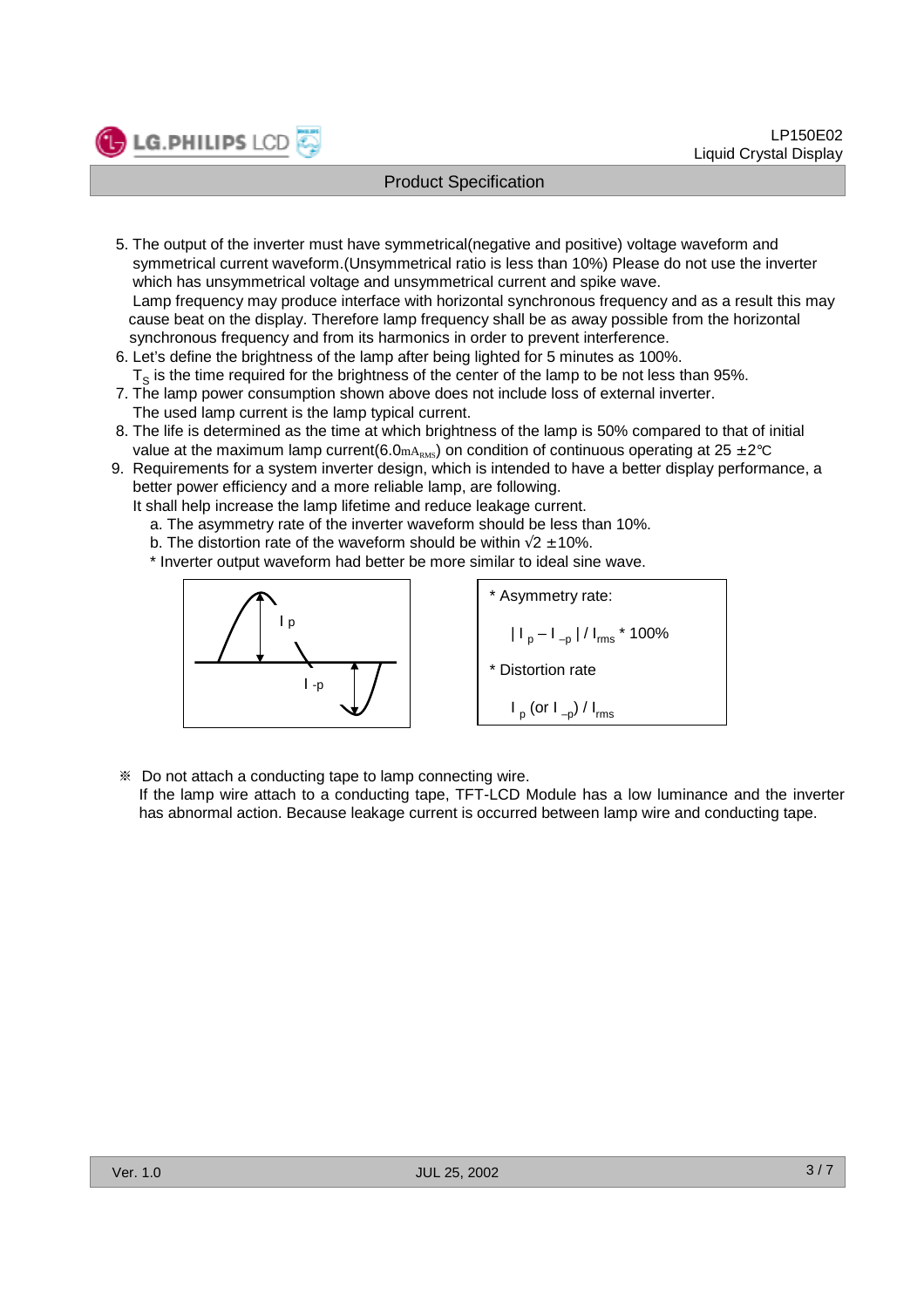5. The output of the inverter must have symmetrical(negative and positive) voltage waveform and symmetrical current waveform.(Unsymmetrical ratio is less than 10%) Please do not use the inverter which has unsymmetrical voltage and unsymmetrical current and spike wave.
   Lamp frequency may produce interface with horizontal synchronous frequency and as a result this may cause beat on the display. Therefore lamp frequency shall be as away possible from the horizontal synchronous frequency and from its harmonics in order to prevent interference.
6. Let's define the brightness of the lamp after being lighted for 5 minutes as 100%.
   $T_S$ is the time required for the brightness of the center of the lamp to be not less than 95%.
7. The lamp power consumption shown above does not include loss of external inverter.
   The used lamp current is the lamp typical current.
8. The life is determined as the time at which brightness of the lamp is 50% compared to that of initial value at the maximum lamp current(6.0$mA_{RMS}$) on condition of continuous operating at 25 ±2℃
9. Requirements for a system inverter design, which is intended to have a better display performance, a better power efficiency and a more reliable lamp, are following.
   It shall help increase the lamp lifetime and reduce leakage current.
   a. The asymmetry rate of the inverter waveform should be less than 10%.
   b. The distortion rate of the waveform should be within √2 ±10%.
   * Inverter output waveform had better be more similar to ideal sine wave.

* Asymmetry rate:

  $| I_p – I_{-p} | / I_{rms} * 100\%$

* Distortion rate

  $I_p$ (or $I_{-p}$) / $I_{rms}$

※ Do not attach a conducting tape to lamp connecting wire.
If the lamp wire attach to a conducting tape, TFT-LCD Module has a low luminance and the inverter has abnormal action. Because leakage current is occurred between lamp wire and conducting tape.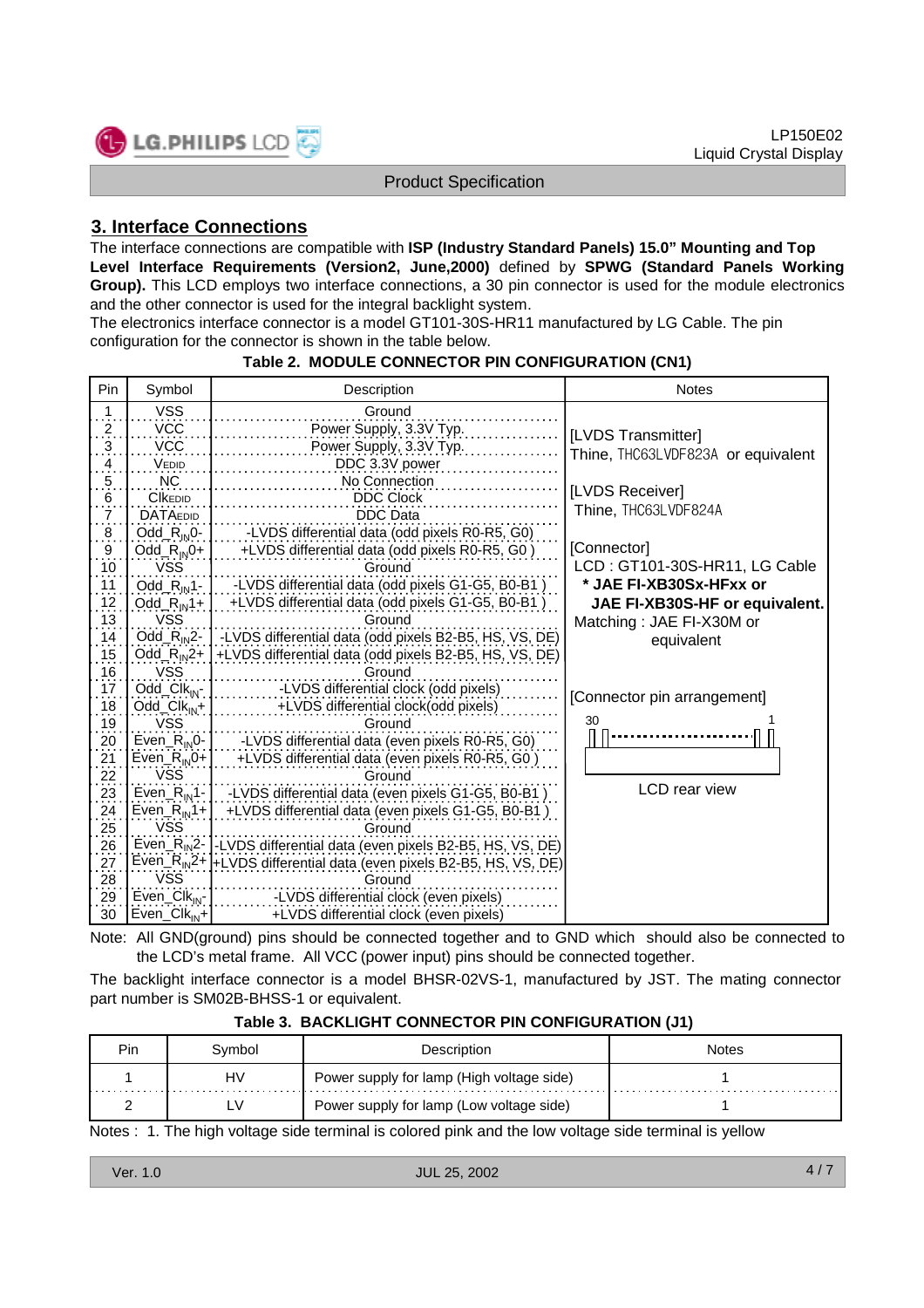## 3. Interface Connections

The interface connections are compatible with **ISP (Industry Standard Panels) 15.0" Mounting and Top Level Interface Requirements (Version2, June,2000)** defined by **SPWG (Standard Panels Working Group).** This LCD employs two interface connections, a 30 pin connector is used for the module electronics and the other connector is used for the integral backlight system.
The electronics interface connector is a model GT101-30S-HR11 manufactured by LG Cable. The pin configuration for the connector is shown in the table below.

**Table 2. MODULE CONNECTOR PIN CONFIGURATION (CN1)**

| Pin | Symbol | Description | Notes |
|---|---|---|---|
| 1 | VSS | Ground | [LVDS Transmitter] Thine, THC63LVDF823A or equivalent<br>[LVDS Receiver] Thine, THC63LVDF824A<br>[Connector] LCD : GT101-30S-HR11, LG Cable **\* JAE FI-XB30Sx-HFxx or JAE FI-XB30S-HF or equivalent.** Matching : JAE FI-X30M or equivalent<br>[Connector pin arrangement] 30 … 1, LCD rear view |
| 2 | VCC | Power Supply, 3.3V Typ. | |
| 3 | VCC | Power Supply, 3.3V Typ. | |
| 4 | $V_{EDID}$ | DDC 3.3V power | |
| 5 | NC | No Connection | |
| 6 | $Clk_{EDID}$ | DDC Clock | |
| 7 | $DATA_{EDID}$ | DDC Data | |
| 8 | Odd_$R_{IN}$0- | -LVDS differential data (odd pixels R0-R5, G0) | |
| 9 | Odd_$R_{IN}$0+ | +LVDS differential data (odd pixels R0-R5, G0 ) | |
| 10 | VSS | Ground | |
| 11 | Odd_$R_{IN}$1- | -LVDS differential data (odd pixels G1-G5, B0-B1 ) | |
| 12 | Odd_$R_{IN}$1+ | +LVDS differential data (odd pixels G1-G5, B0-B1 ) | |
| 13 | VSS | Ground | |
| 14 | Odd_$R_{IN}$2- | -LVDS differential data (odd pixels B2-B5, HS, VS, DE) | |
| 15 | Odd_$R_{IN}$2+ | +LVDS differential data (odd pixels B2-B5, HS, VS, DE) | |
| 16 | VSS | Ground | |
| 17 | Odd_$Clk_{IN}$- | -LVDS differential clock (odd pixels) | |
| 18 | Odd_$Clk_{IN}$+ | +LVDS differential clock(odd pixels) | |
| 19 | VSS | Ground | |
| 20 | Even_$R_{IN}$0- | -LVDS differential data (even pixels R0-R5, G0) | |
| 21 | Even_$R_{IN}$0+ | +LVDS differential data (even pixels R0-R5, G0 ) | |
| 22 | VSS | Ground | |
| 23 | Even_$R_{IN}$1- | -LVDS differential data (even pixels G1-G5, B0-B1 ) | |
| 24 | Even_$R_{IN}$1+ | +LVDS differential data (even pixels G1-G5, B0-B1 ) | |
| 25 | VSS | Ground | |
| 26 | Even_$R_{IN}$2- | -LVDS differential data (even pixels B2-B5, HS, VS, DE) | |
| 27 | Even_$R_{IN}$2+ | +LVDS differential data (even pixels B2-B5, HS, VS, DE) | |
| 28 | VSS | Ground | |
| 29 | Even_$Clk_{IN}$- | -LVDS differential clock (even pixels) | |
| 30 | Even_$Clk_{IN}$+ | +LVDS differential clock (even pixels) | |

Note: All GND(ground) pins should be connected together and to GND which should also be connected to the LCD's metal frame. All VCC (power input) pins should be connected together.

The backlight interface connector is a model BHSR-02VS-1, manufactured by JST. The mating connector part number is SM02B-BHSS-1 or equivalent.

**Table 3. BACKLIGHT CONNECTOR PIN CONFIGURATION (J1)**

| Pin | Symbol | Description | Notes |
|---|---|---|---|
| 1 | HV | Power supply for lamp (High voltage side) | 1 |
| 2 | LV | Power supply for lamp (Low voltage side) | 1 |

Notes : 1. The high voltage side terminal is colored pink and the low voltage side terminal is yellow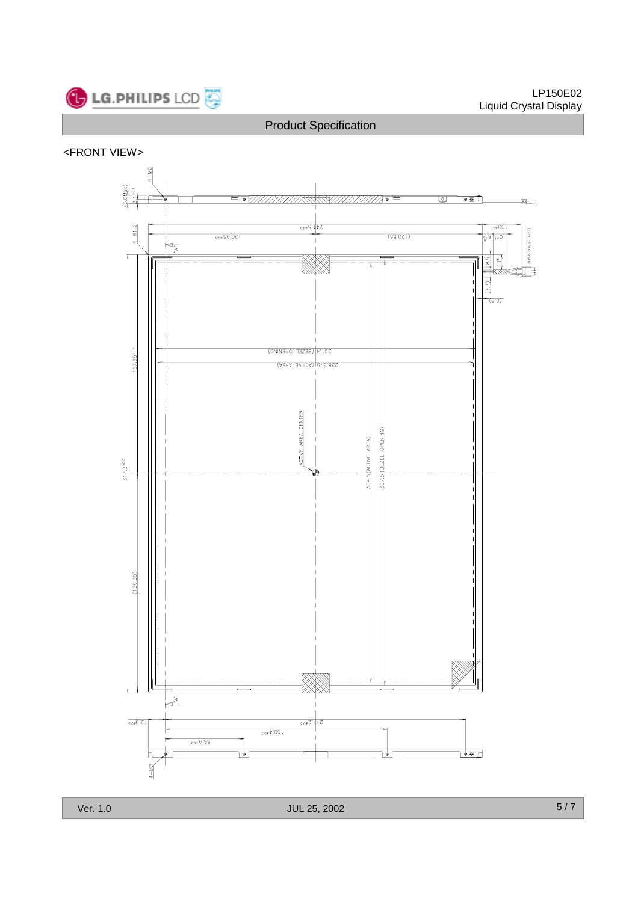<FRONT VIEW>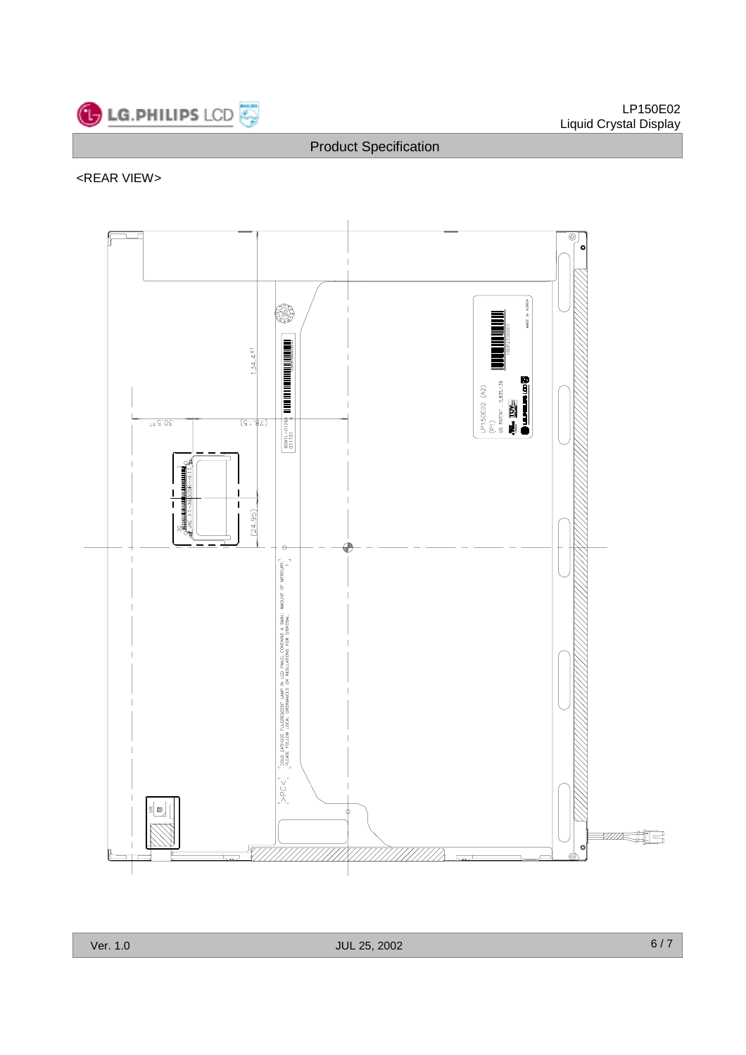<REAR VIEW>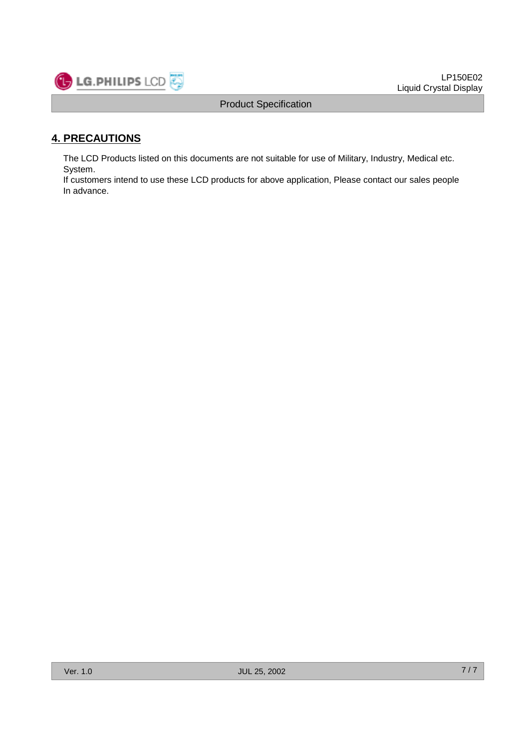## 4. PRECAUTIONS

The LCD Products listed on this documents are not suitable for use of Military, Industry, Medical etc. System.
If customers intend to use these LCD products for above application, Please contact our sales people In advance.